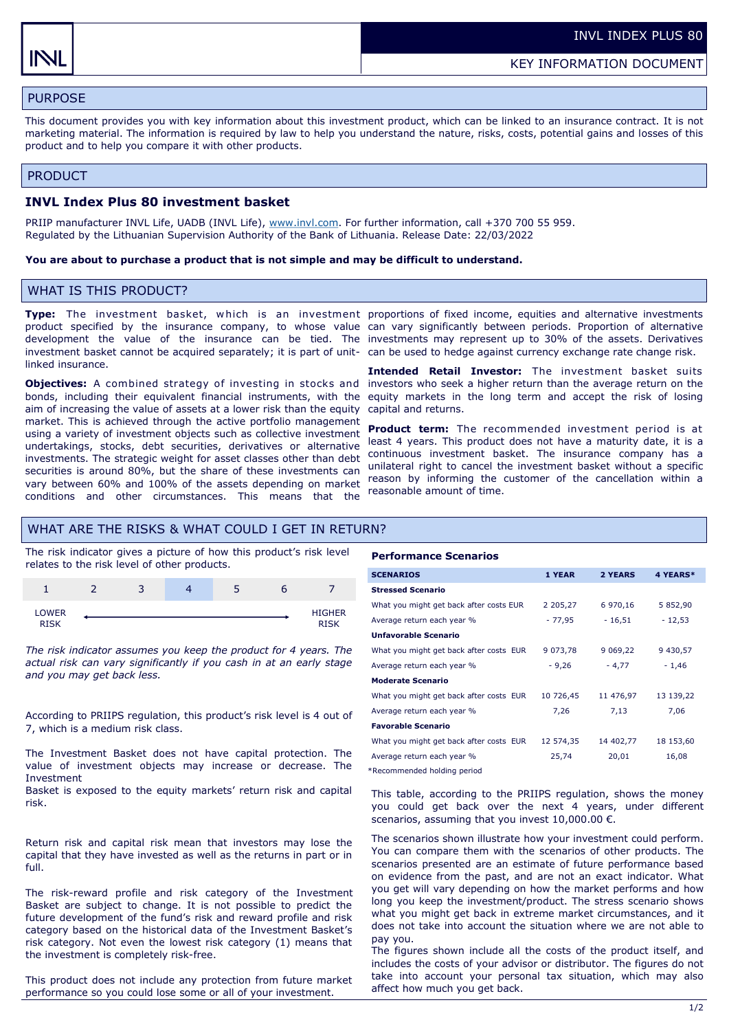INVL INDEX PLUS 80

KEY INFORMATION DOCUMENT

## PURPOSE

This document provides you with key information about this investment product, which can be linked to an insurance contract. It is not marketing material. The information is required by law to help you understand the nature, risks, costs, potential gains and losses of this product and to help you compare it with other products.

## PRODUCT

### INVL Index Plus 80 investment basket

PRIIP manufacturer INVL Life, UADB (INVL Life), www.invl.com. For further information, call +370 700 55 959.
Regulated by the Lithuanian Supervision Authority of the Bank of Lithuania. Release Date: 22/03/2022

**You are about to purchase a product that is not simple and may be difficult to understand.**

## WHAT IS THIS PRODUCT?

**Type:** The investment basket, which is an investment product specified by the insurance company, to whose value development the value of the insurance can be tied. The investment basket cannot be acquired separately; it is part of unit-linked insurance.

**Objectives:** A combined strategy of investing in stocks and bonds, including their equivalent financial instruments, with the aim of increasing the value of assets at a lower risk than the equity market. This is achieved through the active portfolio management using a variety of investment objects such as collective investment undertakings, stocks, debt securities, derivatives or alternative investments. The strategic weight for asset classes other than debt securities is around 80%, but the share of these investments can vary between 60% and 100% of the assets depending on market conditions and other circumstances. This means that the proportions of fixed income, equities and alternative investments can vary significantly between periods. Proportion of alternative investments may represent up to 30% of the assets. Derivatives can be used to hedge against currency exchange rate change risk.

**Intended Retail Investor:** The investment basket suits investors who seek a higher return than the average return on the equity markets in the long term and accept the risk of losing capital and returns.

**Product term:** The recommended investment period is at least 4 years. This product does not have a maturity date, it is a continuous investment basket. The insurance company has a unilateral right to cancel the investment basket without a specific reason by informing the customer of the cancellation within a reasonable amount of time.

## WHAT ARE THE RISKS & WHAT COULD I GET IN RETURN?

The risk indicator gives a picture of how this product's risk level relates to the risk level of other products.

| 1 | 2 | 3 | **4** | 5 | 6 | 7 |
|---|---|---|---|---|---|---|

LOWER RISK ← → HIGHER RISK

*The risk indicator assumes you keep the product for 4 years. The actual risk can vary significantly if you cash in at an early stage and you may get back less.*

According to PRIIPS regulation, this product's risk level is 4 out of 7, which is a medium risk class.

The Investment Basket does not have capital protection. The value of investment objects may increase or decrease. The Investment
Basket is exposed to the equity markets' return risk and capital risk.

Return risk and capital risk mean that investors may lose the capital that they have invested as well as the returns in part or in full.

The risk-reward profile and risk category of the Investment Basket are subject to change. It is not possible to predict the future development of the fund's risk and reward profile and risk category based on the historical data of the Investment Basket's risk category. Not even the lowest risk category (1) means that the investment is completely risk-free.

This product does not include any protection from future market performance so you could lose some or all of your investment.

**Performance Scenarios**

| SCENARIOS | 1 YEAR | 2 YEARS | 4 YEARS* |
|---|---|---|---|
| **Stressed Scenario** | | | |
| What you might get back after costs EUR | 2 205,27 | 6 970,16 | 5 852,90 |
| Average return each year % | - 77,95 | - 16,51 | - 12,53 |
| **Unfavorable Scenario** | | | |
| What you might get back after costs EUR | 9 073,78 | 9 069,22 | 9 430,57 |
| Average return each year % | - 9,26 | - 4,77 | - 1,46 |
| **Moderate Scenario** | | | |
| What you might get back after costs EUR | 10 726,45 | 11 476,97 | 13 139,22 |
| Average return each year % | 7,26 | 7,13 | 7,06 |
| **Favorable Scenario** | | | |
| What you might get back after costs EUR | 12 574,35 | 14 402,77 | 18 153,60 |
| Average return each year % | 25,74 | 20,01 | 16,08 |

*Recommended holding period

This table, according to the PRIIPS regulation, shows the money you could get back over the next 4 years, under different scenarios, assuming that you invest 10,000.00 €.

The scenarios shown illustrate how your investment could perform. You can compare them with the scenarios of other products. The scenarios presented are an estimate of future performance based on evidence from the past, and are not an exact indicator. What you get will vary depending on how the market performs and how long you keep the investment/product. The stress scenario shows what you might get back in extreme market circumstances, and it does not take into account the situation where we are not able to pay you.
The figures shown include all the costs of the product itself, and includes the costs of your advisor or distributor. The figures do not take into account your personal tax situation, which may also affect how much you get back.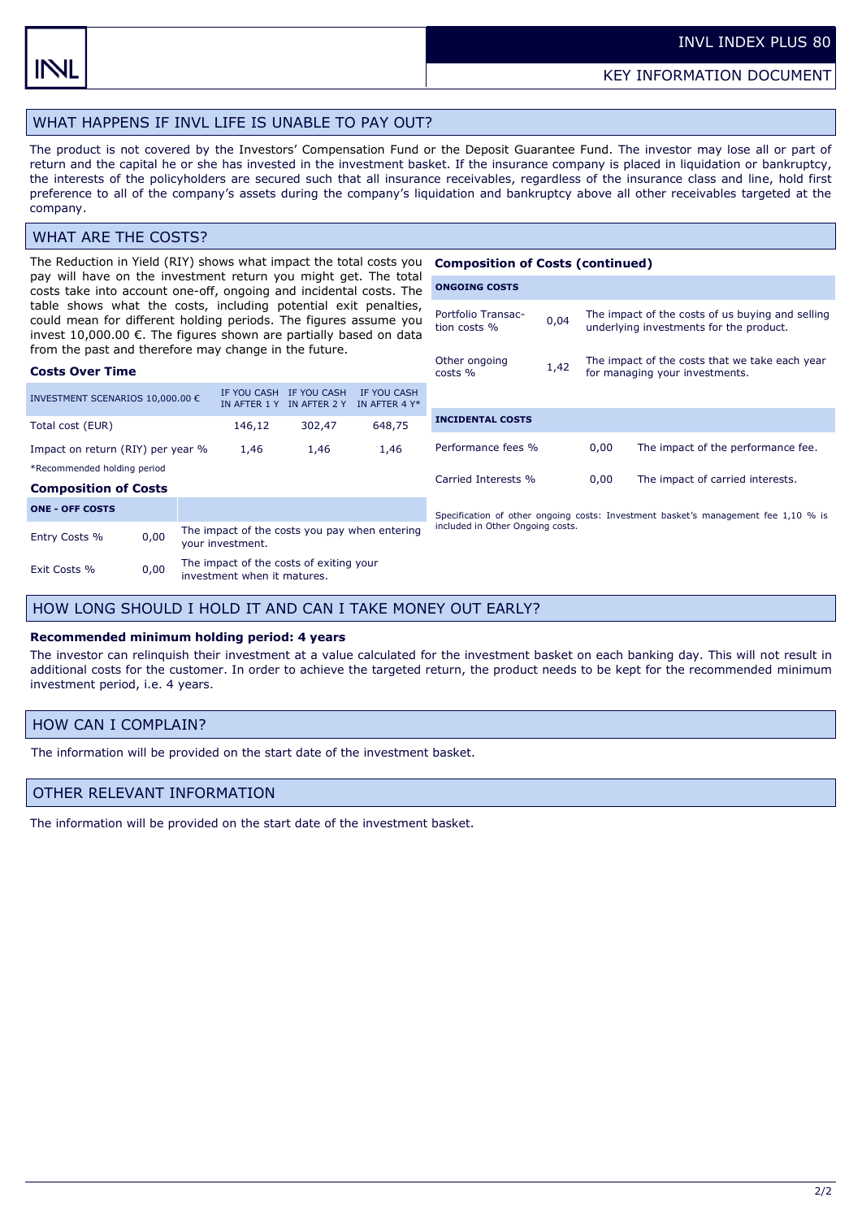## WHAT HAPPENS IF INVL LIFE IS UNABLE TO PAY OUT?

The product is not covered by the Investors' Compensation Fund or the Deposit Guarantee Fund. The investor may lose all or part of return and the capital he or she has invested in the investment basket. If the insurance company is placed in liquidation or bankruptcy, the interests of the policyholders are secured such that all insurance receivables, regardless of the insurance class and line, hold first preference to all of the company's assets during the company's liquidation and bankruptcy above all other receivables targeted at the company.

## WHAT ARE THE COSTS?

The Reduction in Yield (RIY) shows what impact the total costs you pay will have on the investment return you might get. The total costs take into account one-off, ongoing and incidental costs. The table shows what the costs, including potential exit penalties, could mean for different holding periods. The figures assume you invest 10,000.00 €. The figures shown are partially based on data from the past and therefore may change in the future.

**Costs Over Time**

| INVESTMENT SCENARIOS 10,000.00 € | IF YOU CASH IN AFTER 1 Y | IF YOU CASH IN AFTER 2 Y | IF YOU CASH IN AFTER 4 Y* |
|---|---|---|---|
| Total cost (EUR) | 146,12 | 302,47 | 648,75 |
| Impact on return (RIY) per year % | 1,46 | 1,46 | 1,46 |

*Recommended holding period

**Composition of Costs**

| ONE - OFF COSTS | | |
|---|---|---|
| Entry Costs % | 0,00 | The impact of the costs you pay when entering your investment. |
| Exit Costs % | 0,00 | The impact of the costs of exiting your investment when it matures. |

**Composition of Costs (continued)**

| ONGOING COSTS | | |
|---|---|---|
| Portfolio Transaction costs % | 0,04 | The impact of the costs of us buying and selling underlying investments for the product. |
| Other ongoing costs % | 1,42 | The impact of the costs that we take each year for managing your investments. |

| INCIDENTAL COSTS | | |
|---|---|---|
| Performance fees % | 0,00 | The impact of the performance fee. |
| Carried Interests % | 0,00 | The impact of carried interests. |

Specification of other ongoing costs: Investment basket's management fee 1,10 % is included in Other Ongoing costs.

## HOW LONG SHOULD I HOLD IT AND CAN I TAKE MONEY OUT EARLY?

**Recommended minimum holding period: 4 years**

The investor can relinquish their investment at a value calculated for the investment basket on each banking day. This will not result in additional costs for the customer. In order to achieve the targeted return, the product needs to be kept for the recommended minimum investment period, i.e. 4 years.

## HOW CAN I COMPLAIN?

The information will be provided on the start date of the investment basket.

## OTHER RELEVANT INFORMATION

The information will be provided on the start date of the investment basket.